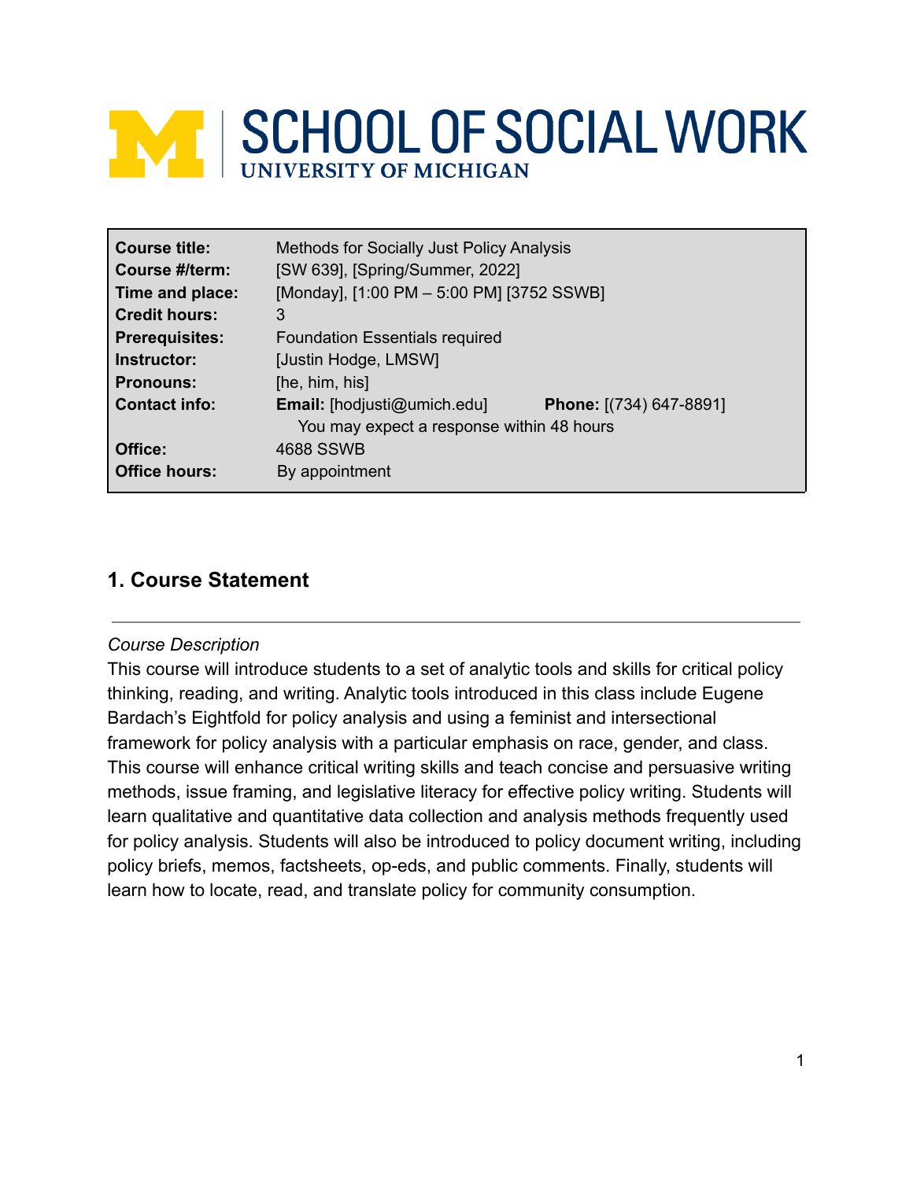# SCHOOL OF SOCIAL WORK

UNIVERSITY OF MICHIGAN

| | |
|---|---|
| **Course title:** | Methods for Socially Just Policy Analysis |
| **Course #/term:** | [SW 639], [Spring/Summer, 2022] |
| **Time and place:** | [Monday], [1:00 PM – 5:00 PM] [3752 SSWB] |
| **Credit hours:** | 3 |
| **Prerequisites:** | Foundation Essentials required |
| **Instructor:** | [Justin Hodge, LMSW] |
| **Pronouns:** | [he, him, his] |
| **Contact info:** | **Email:** [hodjusti@umich.edu] **Phone:** [(734) 647-8891] You may expect a response within 48 hours |
| **Office:** | 4688 SSWB |
| **Office hours:** | By appointment |

## 1. Course Statement

*Course Description*

This course will introduce students to a set of analytic tools and skills for critical policy thinking, reading, and writing. Analytic tools introduced in this class include Eugene Bardach's Eightfold for policy analysis and using a feminist and intersectional framework for policy analysis with a particular emphasis on race, gender, and class. This course will enhance critical writing skills and teach concise and persuasive writing methods, issue framing, and legislative literacy for effective policy writing. Students will learn qualitative and quantitative data collection and analysis methods frequently used for policy analysis. Students will also be introduced to policy document writing, including policy briefs, memos, factsheets, op-eds, and public comments. Finally, students will learn how to locate, read, and translate policy for community consumption.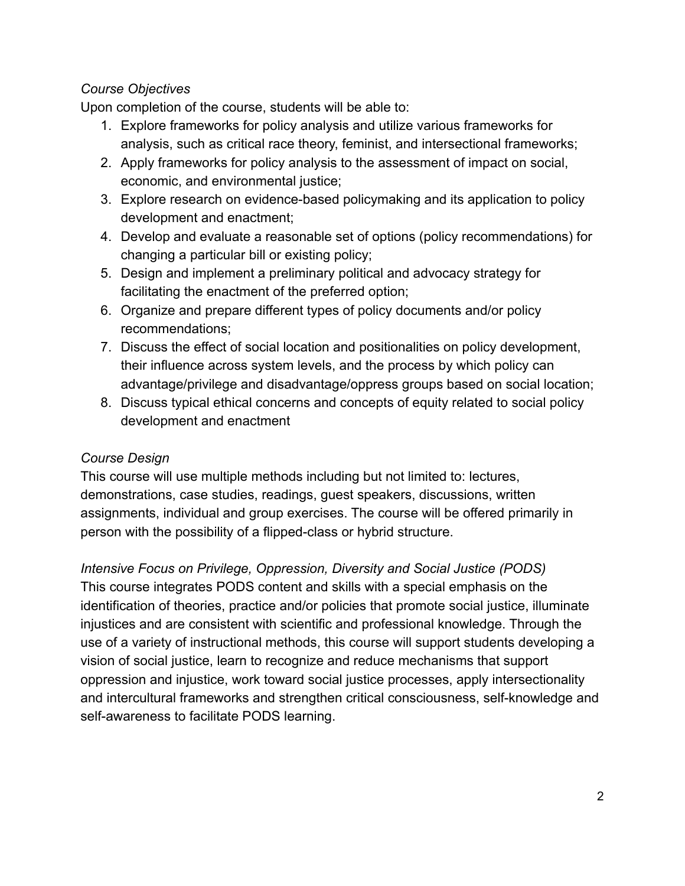*Course Objectives*

Upon completion of the course, students will be able to:

1. Explore frameworks for policy analysis and utilize various frameworks for analysis, such as critical race theory, feminist, and intersectional frameworks;
2. Apply frameworks for policy analysis to the assessment of impact on social, economic, and environmental justice;
3. Explore research on evidence-based policymaking and its application to policy development and enactment;
4. Develop and evaluate a reasonable set of options (policy recommendations) for changing a particular bill or existing policy;
5. Design and implement a preliminary political and advocacy strategy for facilitating the enactment of the preferred option;
6. Organize and prepare different types of policy documents and/or policy recommendations;
7. Discuss the effect of social location and positionalities on policy development, their influence across system levels, and the process by which policy can advantage/privilege and disadvantage/oppress groups based on social location;
8. Discuss typical ethical concerns and concepts of equity related to social policy development and enactment

*Course Design*

This course will use multiple methods including but not limited to: lectures, demonstrations, case studies, readings, guest speakers, discussions, written assignments, individual and group exercises. The course will be offered primarily in person with the possibility of a flipped-class or hybrid structure.

*Intensive Focus on Privilege, Oppression, Diversity and Social Justice (PODS)*

This course integrates PODS content and skills with a special emphasis on the identification of theories, practice and/or policies that promote social justice, illuminate injustices and are consistent with scientific and professional knowledge. Through the use of a variety of instructional methods, this course will support students developing a vision of social justice, learn to recognize and reduce mechanisms that support oppression and injustice, work toward social justice processes, apply intersectionality and intercultural frameworks and strengthen critical consciousness, self-knowledge and self-awareness to facilitate PODS learning.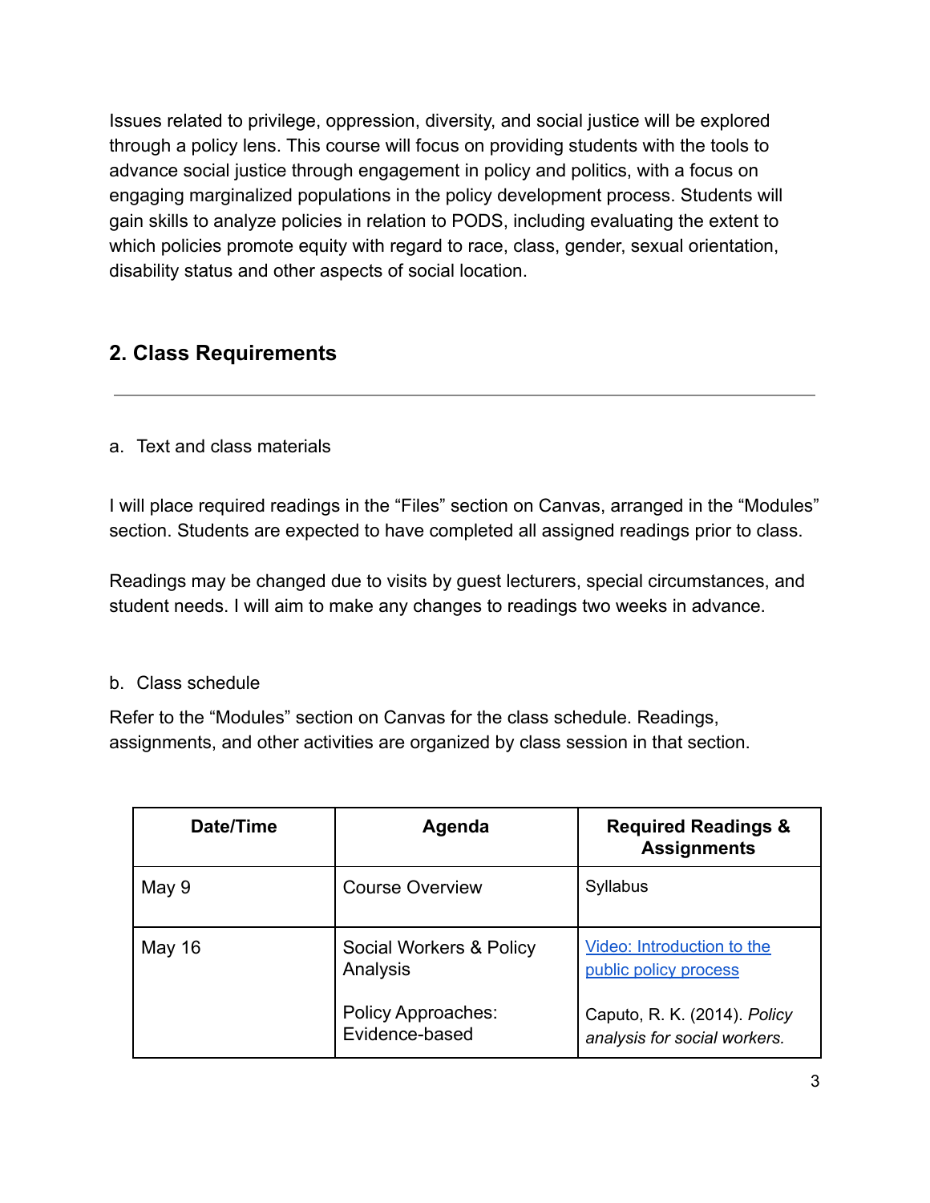Issues related to privilege, oppression, diversity, and social justice will be explored through a policy lens. This course will focus on providing students with the tools to advance social justice through engagement in policy and politics, with a focus on engaging marginalized populations in the policy development process. Students will gain skills to analyze policies in relation to PODS, including evaluating the extent to which policies promote equity with regard to race, class, gender, sexual orientation, disability status and other aspects of social location.

## 2. Class Requirements

---

a. Text and class materials

I will place required readings in the "Files" section on Canvas, arranged in the "Modules" section. Students are expected to have completed all assigned readings prior to class.

Readings may be changed due to visits by guest lecturers, special circumstances, and student needs. I will aim to make any changes to readings two weeks in advance.

b. Class schedule

Refer to the "Modules" section on Canvas for the class schedule. Readings, assignments, and other activities are organized by class session in that section.

| Date/Time | Agenda | Required Readings & Assignments |
|---|---|---|
| May 9 | Course Overview | Syllabus |
| May 16 | Social Workers & Policy Analysis<br><br>Policy Approaches: Evidence-based | Video: Introduction to the public policy process<br><br>Caputo, R. K. (2014). *Policy analysis for social workers.* |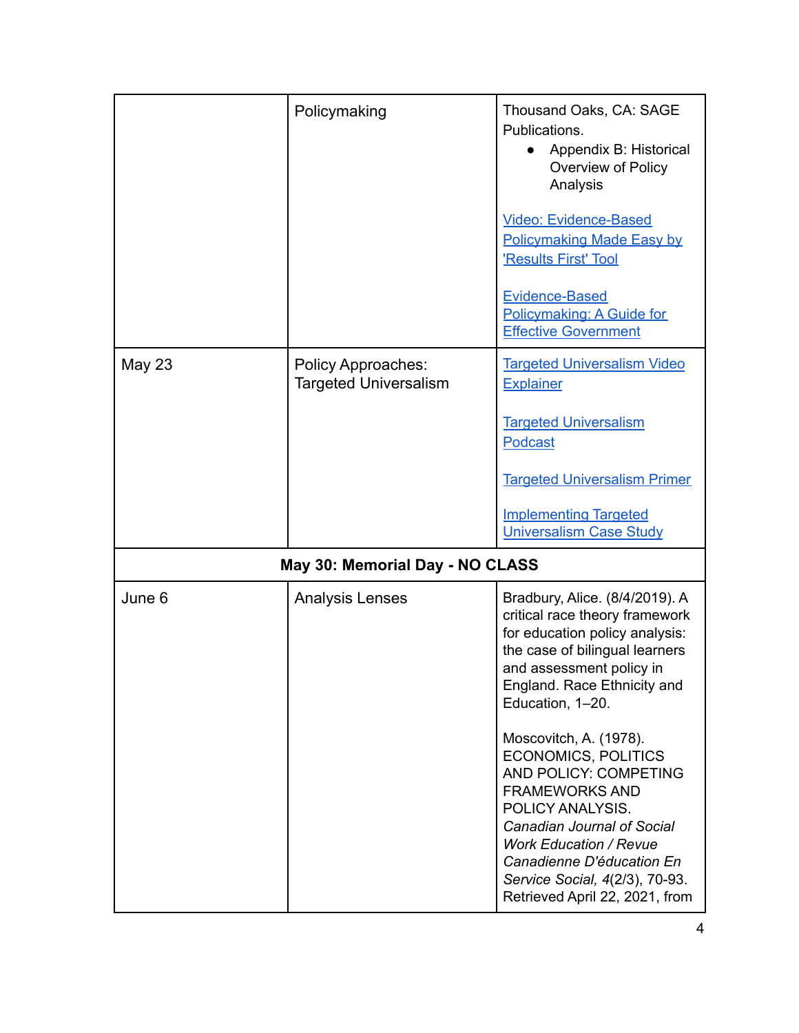| | | |
|---|---|---|
| | Policymaking | Thousand Oaks, CA: SAGE Publications.<br>• Appendix B: Historical Overview of Policy Analysis<br><br>Video: Evidence-Based Policymaking Made Easy by 'Results First' Tool<br><br>Evidence-Based Policymaking: A Guide for Effective Government |
| May 23 | Policy Approaches: Targeted Universalism | Targeted Universalism Video Explainer<br><br>Targeted Universalism Podcast<br><br>Targeted Universalism Primer<br><br>Implementing Targeted Universalism Case Study |
| **May 30: Memorial Day - NO CLASS** | | |
| June 6 | Analysis Lenses | Bradbury, Alice. (8/4/2019). A critical race theory framework for education policy analysis: the case of bilingual learners and assessment policy in England. Race Ethnicity and Education, 1–20.<br><br>Moscovitch, A. (1978). ECONOMICS, POLITICS AND POLICY: COMPETING FRAMEWORKS AND POLICY ANALYSIS. *Canadian Journal of Social Work Education / Revue Canadienne D'éducation En Service Social, 4*(2/3), 70-93. Retrieved April 22, 2021, from |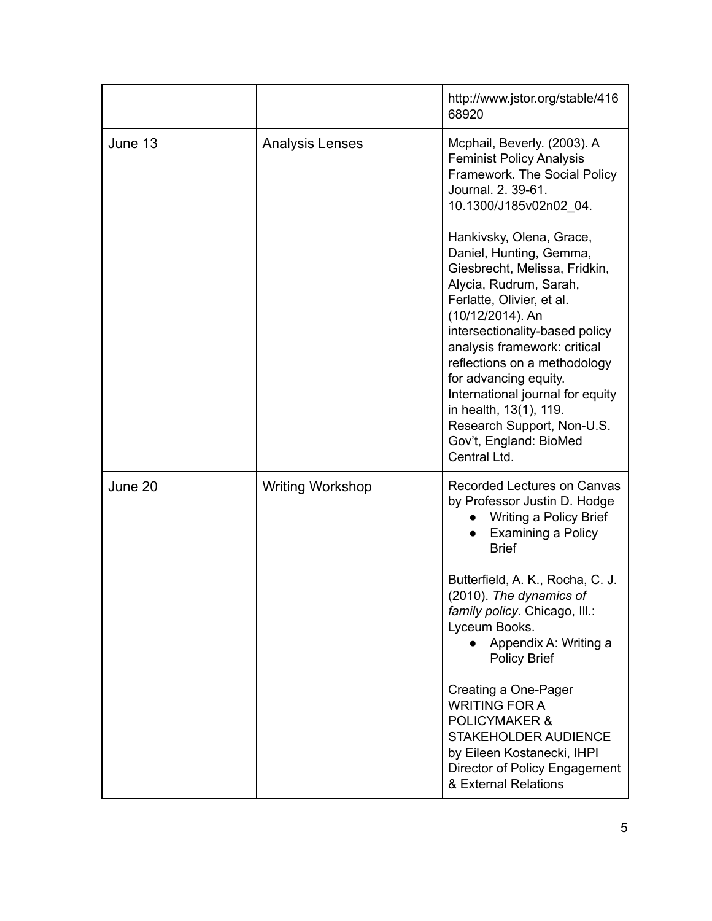| | | |
|---|---|---|
| | | http://www.jstor.org/stable/41668920 |
| June 13 | Analysis Lenses | Mcphail, Beverly. (2003). A Feminist Policy Analysis Framework. The Social Policy Journal. 2. 39-61. 10.1300/J185v02n02_04.<br><br>Hankivsky, Olena, Grace, Daniel, Hunting, Gemma, Giesbrecht, Melissa, Fridkin, Alycia, Rudrum, Sarah, Ferlatte, Olivier, et al. (10/12/2014). An intersectionality-based policy analysis framework: critical reflections on a methodology for advancing equity. International journal for equity in health, 13(1), 119. Research Support, Non-U.S. Gov't, England: BioMed Central Ltd. |
| June 20 | Writing Workshop | Recorded Lectures on Canvas by Professor Justin D. Hodge<br>• Writing a Policy Brief<br>• Examining a Policy Brief<br><br>Butterfield, A. K., Rocha, C. J. (2010). *The dynamics of family policy*. Chicago, Ill.: Lyceum Books.<br>• Appendix A: Writing a Policy Brief<br><br>Creating a One-Pager WRITING FOR A POLICYMAKER & STAKEHOLDER AUDIENCE by Eileen Kostanecki, IHPI Director of Policy Engagement & External Relations |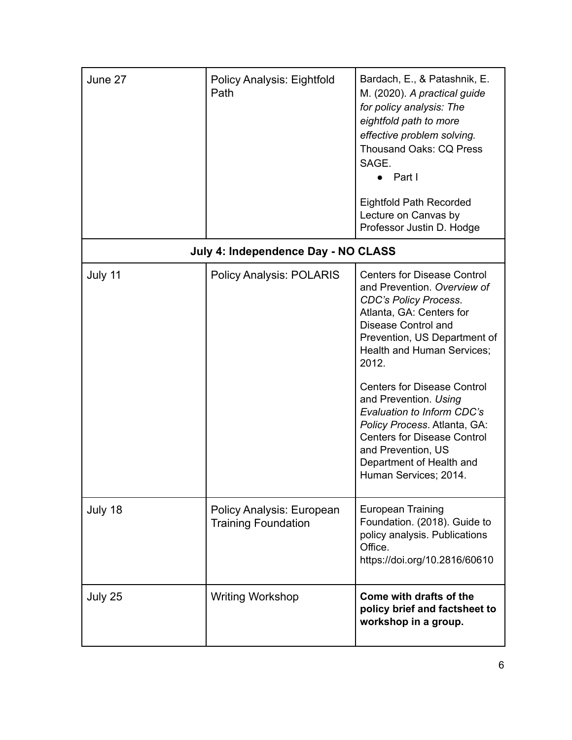| | | |
|---|---|---|
| June 27 | Policy Analysis: Eightfold Path | Bardach, E., & Patashnik, E. M. (2020). *A practical guide for policy analysis: The eightfold path to more effective problem solving.* Thousand Oaks: CQ Press SAGE.<br>● Part I<br><br>Eightfold Path Recorded Lecture on Canvas by Professor Justin D. Hodge |
| **July 4: Independence Day - NO CLASS** | | |
| July 11 | Policy Analysis: POLARIS | Centers for Disease Control and Prevention. *Overview of CDC's Policy Process*. Atlanta, GA: Centers for Disease Control and Prevention, US Department of Health and Human Services; 2012.<br><br>Centers for Disease Control and Prevention. *Using Evaluation to Inform CDC's Policy Process*. Atlanta, GA: Centers for Disease Control and Prevention, US Department of Health and Human Services; 2014. |
| July 18 | Policy Analysis: European Training Foundation | European Training Foundation. (2018). Guide to policy analysis. Publications Office. https://doi.org/10.2816/60610 |
| July 25 | Writing Workshop | **Come with drafts of the policy brief and factsheet to workshop in a group.** |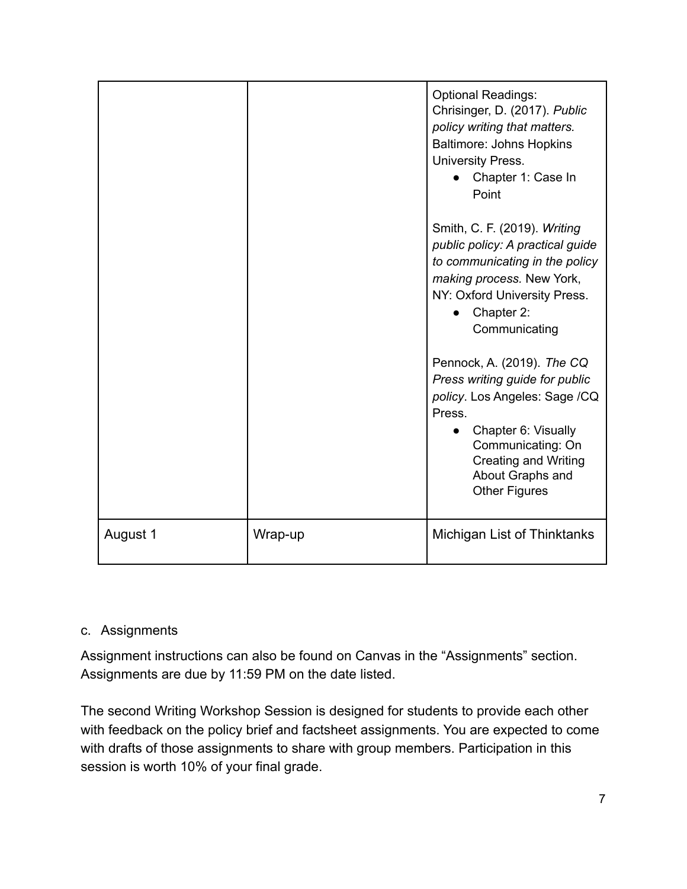| | | |
|---|---|---|
| | | Optional Readings:<br>Chrisinger, D. (2017). *Public policy writing that matters.* Baltimore: Johns Hopkins University Press.<br>● Chapter 1: Case In Point<br><br>Smith, C. F. (2019). *Writing public policy: A practical guide to communicating in the policy making process.* New York, NY: Oxford University Press.<br>● Chapter 2: Communicating<br><br>Pennock, A. (2019). *The CQ Press writing guide for public policy*. Los Angeles: Sage /CQ Press.<br>● Chapter 6: Visually Communicating: On Creating and Writing About Graphs and Other Figures |
| August 1 | Wrap-up | Michigan List of Thinktanks |

c. Assignments

Assignment instructions can also be found on Canvas in the "Assignments" section. Assignments are due by 11:59 PM on the date listed.

The second Writing Workshop Session is designed for students to provide each other with feedback on the policy brief and factsheet assignments. You are expected to come with drafts of those assignments to share with group members. Participation in this session is worth 10% of your final grade.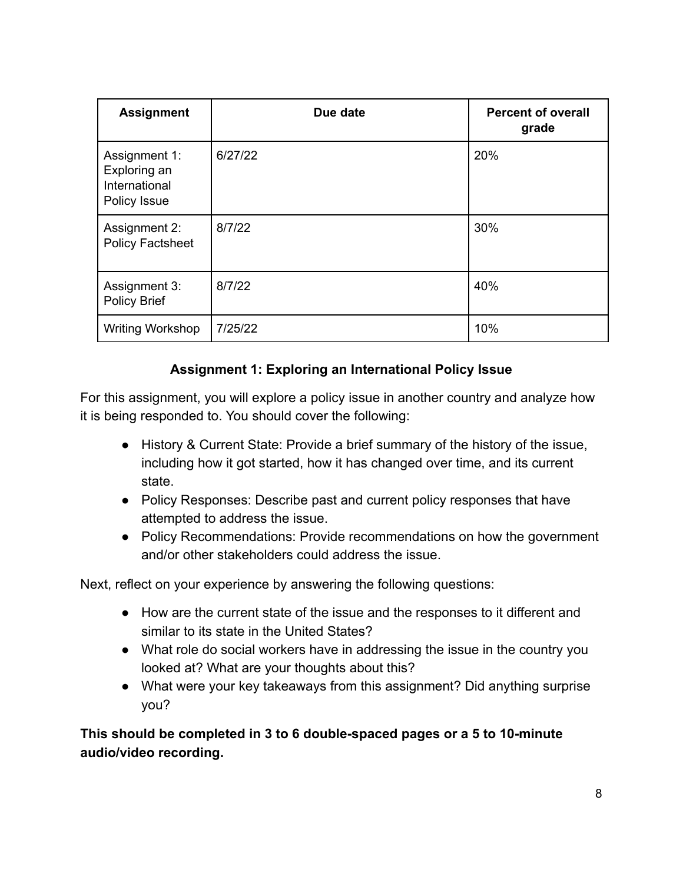| Assignment | Due date | Percent of overall grade |
| --- | --- | --- |
| Assignment 1: Exploring an International Policy Issue | 6/27/22 | 20% |
| Assignment 2: Policy Factsheet | 8/7/22 | 30% |
| Assignment 3: Policy Brief | 8/7/22 | 40% |
| Writing Workshop | 7/25/22 | 10% |

## Assignment 1: Exploring an International Policy Issue

For this assignment, you will explore a policy issue in another country and analyze how it is being responded to. You should cover the following:

- History & Current State: Provide a brief summary of the history of the issue, including how it got started, how it has changed over time, and its current state.
- Policy Responses: Describe past and current policy responses that have attempted to address the issue.
- Policy Recommendations: Provide recommendations on how the government and/or other stakeholders could address the issue.

Next, reflect on your experience by answering the following questions:

- How are the current state of the issue and the responses to it different and similar to its state in the United States?
- What role do social workers have in addressing the issue in the country you looked at? What are your thoughts about this?
- What were your key takeaways from this assignment? Did anything surprise you?

**This should be completed in 3 to 6 double-spaced pages or a 5 to 10-minute audio/video recording.**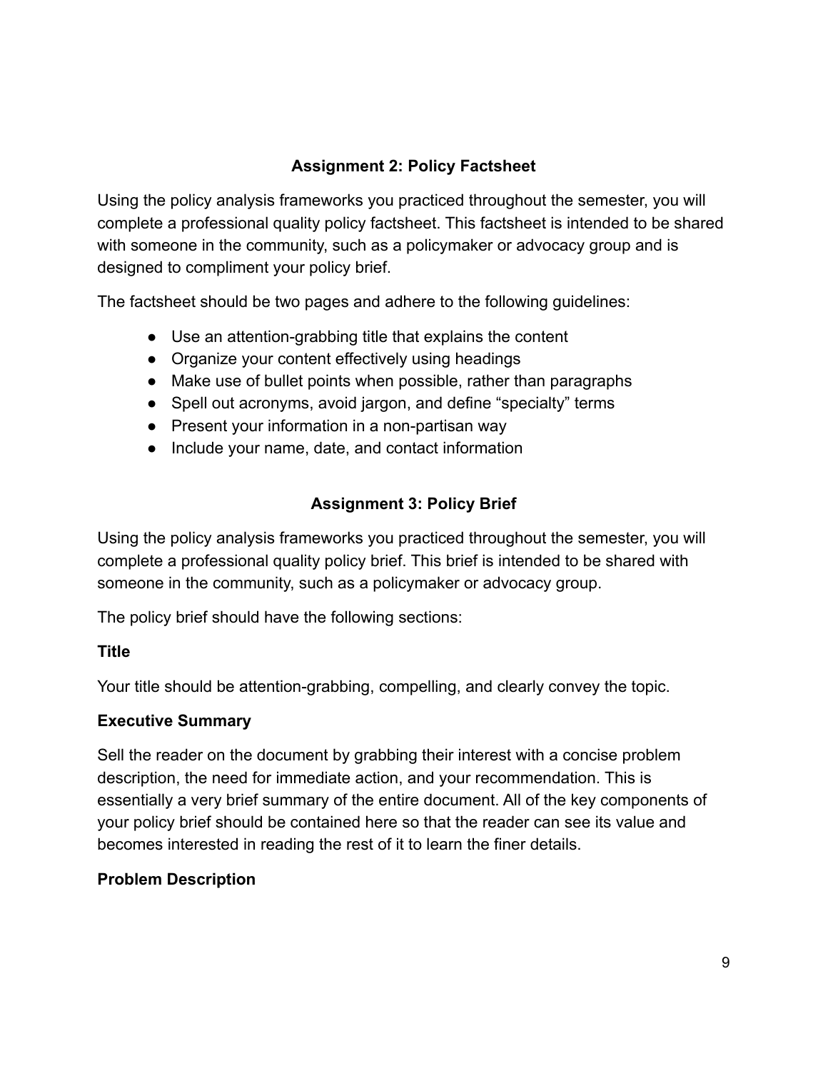## Assignment 2: Policy Factsheet

Using the policy analysis frameworks you practiced throughout the semester, you will complete a professional quality policy factsheet. This factsheet is intended to be shared with someone in the community, such as a policymaker or advocacy group and is designed to compliment your policy brief.

The factsheet should be two pages and adhere to the following guidelines:

- Use an attention-grabbing title that explains the content
- Organize your content effectively using headings
- Make use of bullet points when possible, rather than paragraphs
- Spell out acronyms, avoid jargon, and define "specialty" terms
- Present your information in a non-partisan way
- Include your name, date, and contact information

## Assignment 3: Policy Brief

Using the policy analysis frameworks you practiced throughout the semester, you will complete a professional quality policy brief. This brief is intended to be shared with someone in the community, such as a policymaker or advocacy group.

The policy brief should have the following sections:

### Title

Your title should be attention-grabbing, compelling, and clearly convey the topic.

### Executive Summary

Sell the reader on the document by grabbing their interest with a concise problem description, the need for immediate action, and your recommendation. This is essentially a very brief summary of the entire document. All of the key components of your policy brief should be contained here so that the reader can see its value and becomes interested in reading the rest of it to learn the finer details.

### Problem Description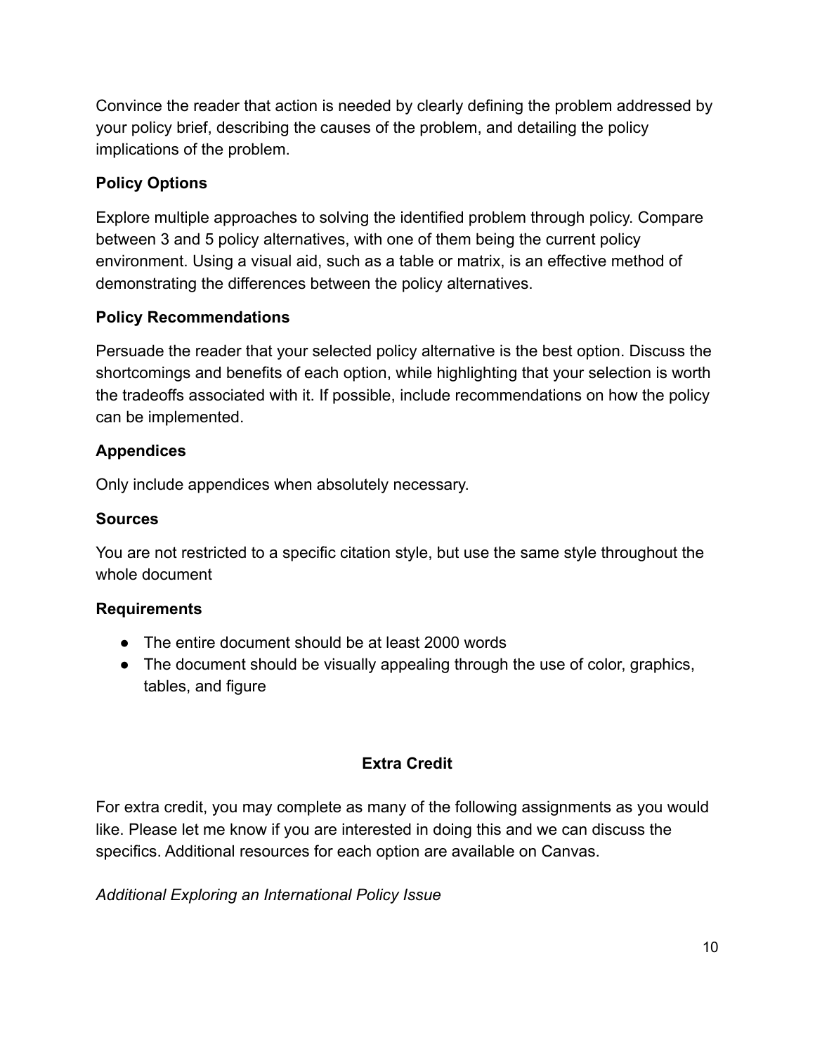Convince the reader that action is needed by clearly defining the problem addressed by your policy brief, describing the causes of the problem, and detailing the policy implications of the problem.

**Policy Options**

Explore multiple approaches to solving the identified problem through policy. Compare between 3 and 5 policy alternatives, with one of them being the current policy environment. Using a visual aid, such as a table or matrix, is an effective method of demonstrating the differences between the policy alternatives.

**Policy Recommendations**

Persuade the reader that your selected policy alternative is the best option. Discuss the shortcomings and benefits of each option, while highlighting that your selection is worth the tradeoffs associated with it. If possible, include recommendations on how the policy can be implemented.

**Appendices**

Only include appendices when absolutely necessary.

**Sources**

You are not restricted to a specific citation style, but use the same style throughout the whole document

**Requirements**

- The entire document should be at least 2000 words
- The document should be visually appealing through the use of color, graphics, tables, and figure

## Extra Credit

For extra credit, you may complete as many of the following assignments as you would like. Please let me know if you are interested in doing this and we can discuss the specifics. Additional resources for each option are available on Canvas.

*Additional Exploring an International Policy Issue*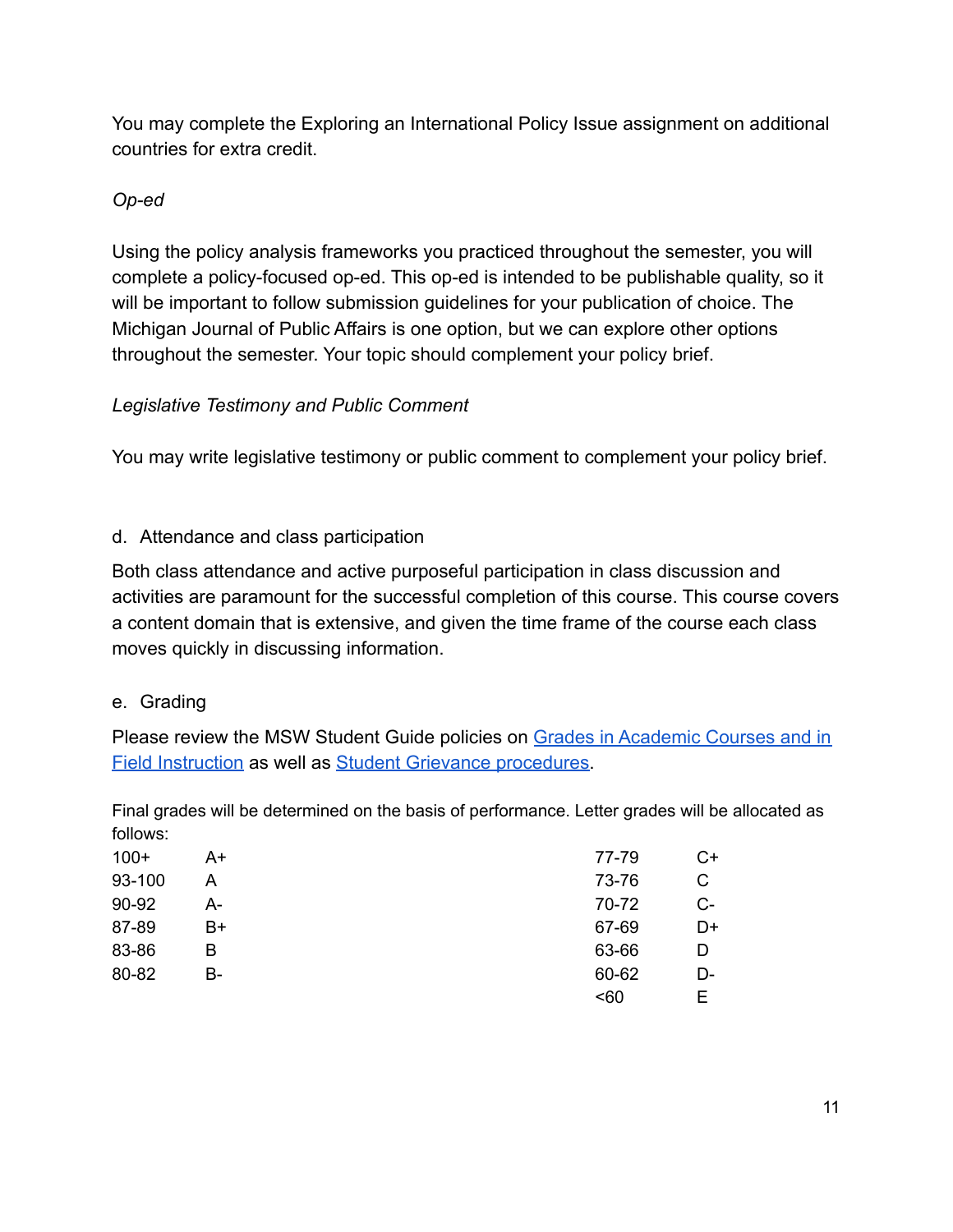You may complete the Exploring an International Policy Issue assignment on additional countries for extra credit.

*Op-ed*

Using the policy analysis frameworks you practiced throughout the semester, you will complete a policy-focused op-ed. This op-ed is intended to be publishable quality, so it will be important to follow submission guidelines for your publication of choice. The Michigan Journal of Public Affairs is one option, but we can explore other options throughout the semester. Your topic should complement your policy brief.

*Legislative Testimony and Public Comment*

You may write legislative testimony or public comment to complement your policy brief.

d. Attendance and class participation

Both class attendance and active purposeful participation in class discussion and activities are paramount for the successful completion of this course. This course covers a content domain that is extensive, and given the time frame of the course each class moves quickly in discussing information.

e. Grading

Please review the MSW Student Guide policies on Grades in Academic Courses and in Field Instruction as well as Student Grievance procedures.

Final grades will be determined on the basis of performance. Letter grades will be allocated as follows:

| Score | Grade | Score | Grade |
|---|---|---|---|
| 100+ | A+ | 77-79 | C+ |
| 93-100 | A | 73-76 | C |
| 90-92 | A- | 70-72 | C- |
| 87-89 | B+ | 67-69 | D+ |
| 83-86 | B | 63-66 | D |
| 80-82 | B- | 60-62 | D- |
| | | <60 | E |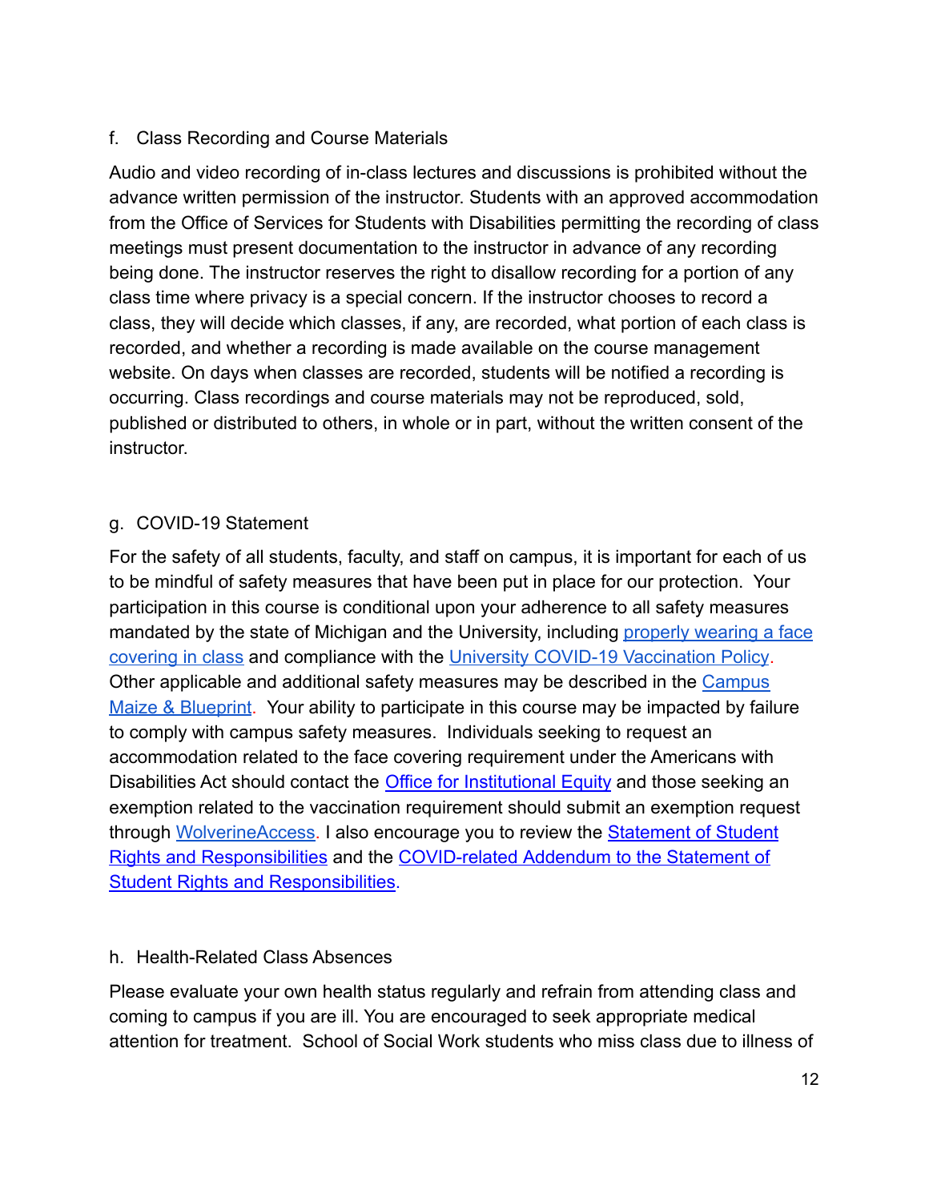### f. Class Recording and Course Materials

Audio and video recording of in-class lectures and discussions is prohibited without the advance written permission of the instructor. Students with an approved accommodation from the Office of Services for Students with Disabilities permitting the recording of class meetings must present documentation to the instructor in advance of any recording being done. The instructor reserves the right to disallow recording for a portion of any class time where privacy is a special concern. If the instructor chooses to record a class, they will decide which classes, if any, are recorded, what portion of each class is recorded, and whether a recording is made available on the course management website. On days when classes are recorded, students will be notified a recording is occurring. Class recordings and course materials may not be reproduced, sold, published or distributed to others, in whole or in part, without the written consent of the instructor.

### g. COVID-19 Statement

For the safety of all students, faculty, and staff on campus, it is important for each of us to be mindful of safety measures that have been put in place for our protection. Your participation in this course is conditional upon your adherence to all safety measures mandated by the state of Michigan and the University, including properly wearing a face covering in class and compliance with the University COVID-19 Vaccination Policy. Other applicable and additional safety measures may be described in the Campus Maize & Blueprint. Your ability to participate in this course may be impacted by failure to comply with campus safety measures. Individuals seeking to request an accommodation related to the face covering requirement under the Americans with Disabilities Act should contact the Office for Institutional Equity and those seeking an exemption related to the vaccination requirement should submit an exemption request through WolverineAccess. I also encourage you to review the Statement of Student Rights and Responsibilities and the COVID-related Addendum to the Statement of Student Rights and Responsibilities.

### h. Health-Related Class Absences

Please evaluate your own health status regularly and refrain from attending class and coming to campus if you are ill. You are encouraged to seek appropriate medical attention for treatment. School of Social Work students who miss class due to illness of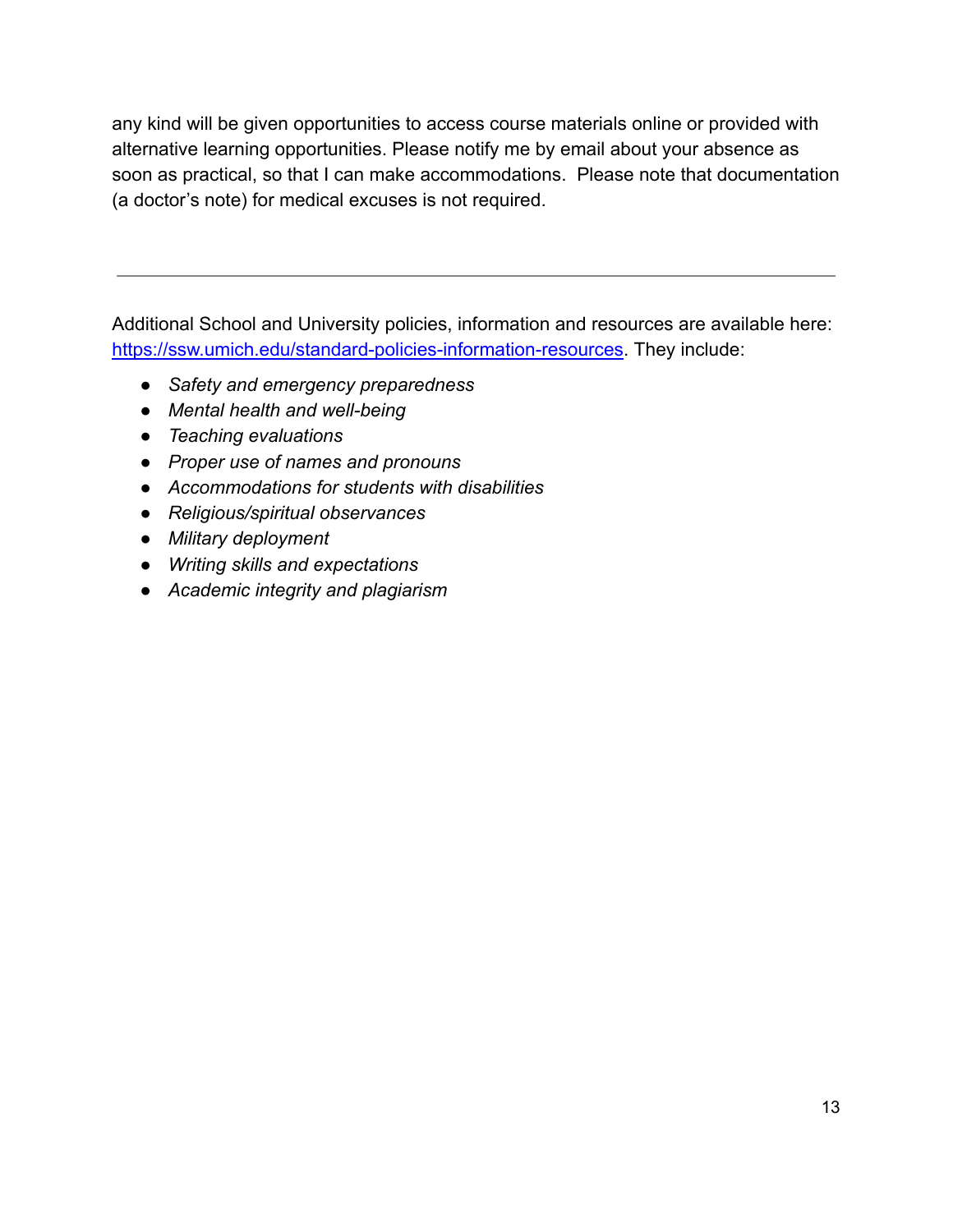any kind will be given opportunities to access course materials online or provided with alternative learning opportunities. Please notify me by email about your absence as soon as practical, so that I can make accommodations. Please note that documentation (a doctor's note) for medical excuses is not required.

---

Additional School and University policies, information and resources are available here: [https://ssw.umich.edu/standard-policies-information-resources](https://ssw.umich.edu/standard-policies-information-resources). They include:

- *Safety and emergency preparedness*
- *Mental health and well-being*
- *Teaching evaluations*
- *Proper use of names and pronouns*
- *Accommodations for students with disabilities*
- *Religious/spiritual observances*
- *Military deployment*
- *Writing skills and expectations*
- *Academic integrity and plagiarism*